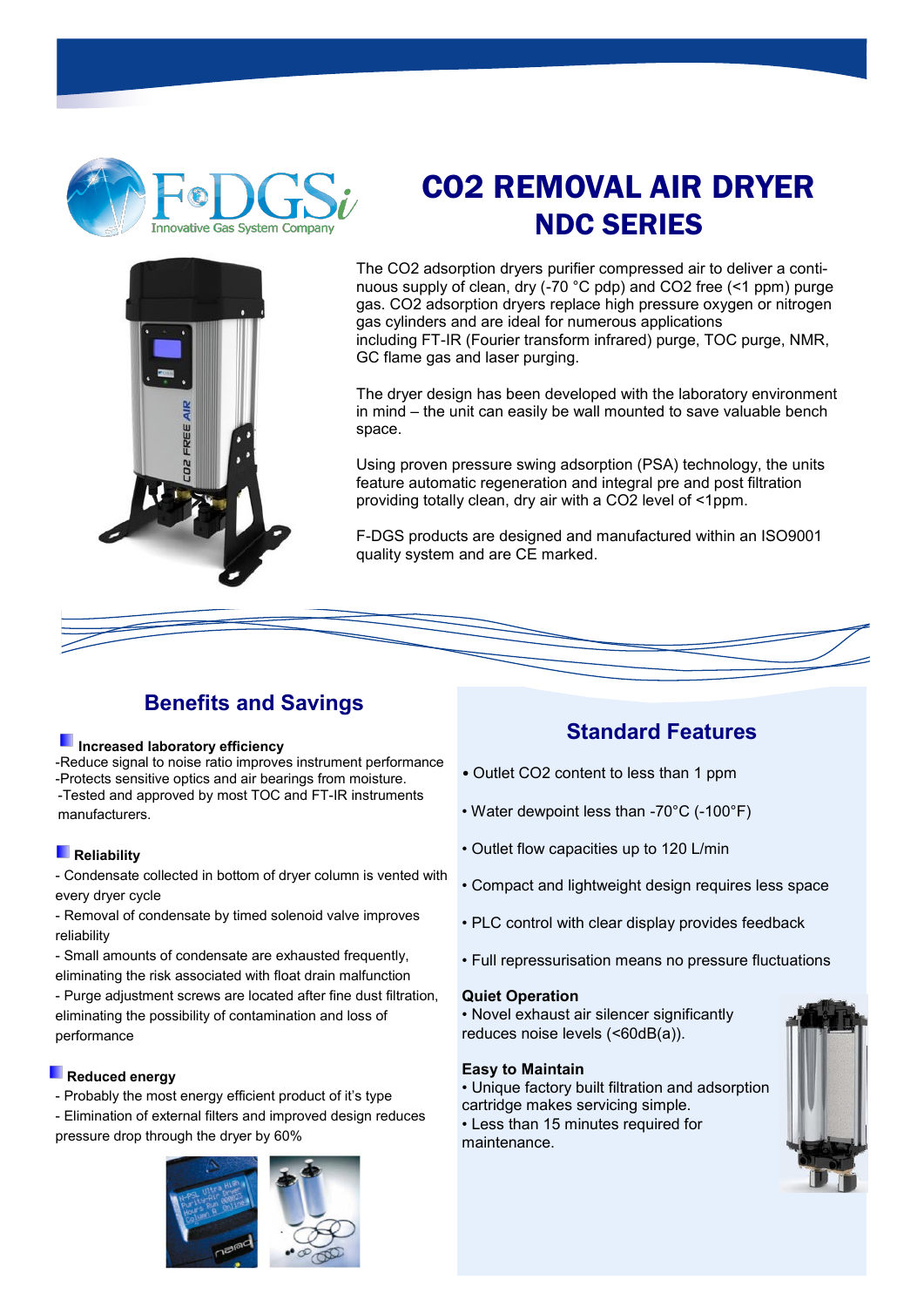# CO2 REMOVAL AIR DRYER
## NDC SERIES

The $CO_2$ adsorption dryers purifier compressed air to deliver a continuous supply of clean, dry (-70 °C pdp) and $CO_2$ free (<1 ppm) purge gas. $CO_2$ adsorption dryers replace high pressure oxygen or nitrogen gas cylinders and are ideal for numerous applications including FT-IR (Fourier transform infrared) purge, TOC purge, NMR, GC flame gas and laser purging.

The dryer design has been developed with the laboratory environment in mind – the unit can easily be wall mounted to save valuable bench space.

Using proven pressure swing adsorption (PSA) technology, the units feature automatic regeneration and integral pre and post filtration providing totally clean, dry air with a $CO_2$ level of <1ppm.

F-DGS products are designed and manufactured within an ISO9001 quality system and are CE marked.

## Benefits and Savings

**Increased laboratory efficiency**

-Reduce signal to noise ratio improves instrument performance
-Protects sensitive optics and air bearings from moisture.
-Tested and approved by most TOC and FT-IR instruments manufacturers.

**Reliability**

- Condensate collected in bottom of dryer column is vented with every dryer cycle
- Removal of condensate by timed solenoid valve improves reliability
- Small amounts of condensate are exhausted frequently, eliminating the risk associated with float drain malfunction
- Purge adjustment screws are located after fine dust filtration, eliminating the possibility of contamination and loss of performance

**Reduced energy**

- Probably the most energy efficient product of it's type
- Elimination of external filters and improved design reduces pressure drop through the dryer by 60%

## Standard Features

- Outlet $CO_2$ content to less than 1 ppm
- Water dewpoint less than -70°C (-100°F)
- Outlet flow capacities up to 120 L/min
- Compact and lightweight design requires less space
- PLC control with clear display provides feedback
- Full repressurisation means no pressure fluctuations

**Quiet Operation**

- Novel exhaust air silencer significantly reduces noise levels (<60dB(a)).

**Easy to Maintain**

- Unique factory built filtration and adsorption cartridge makes servicing simple.
- Less than 15 minutes required for maintenance.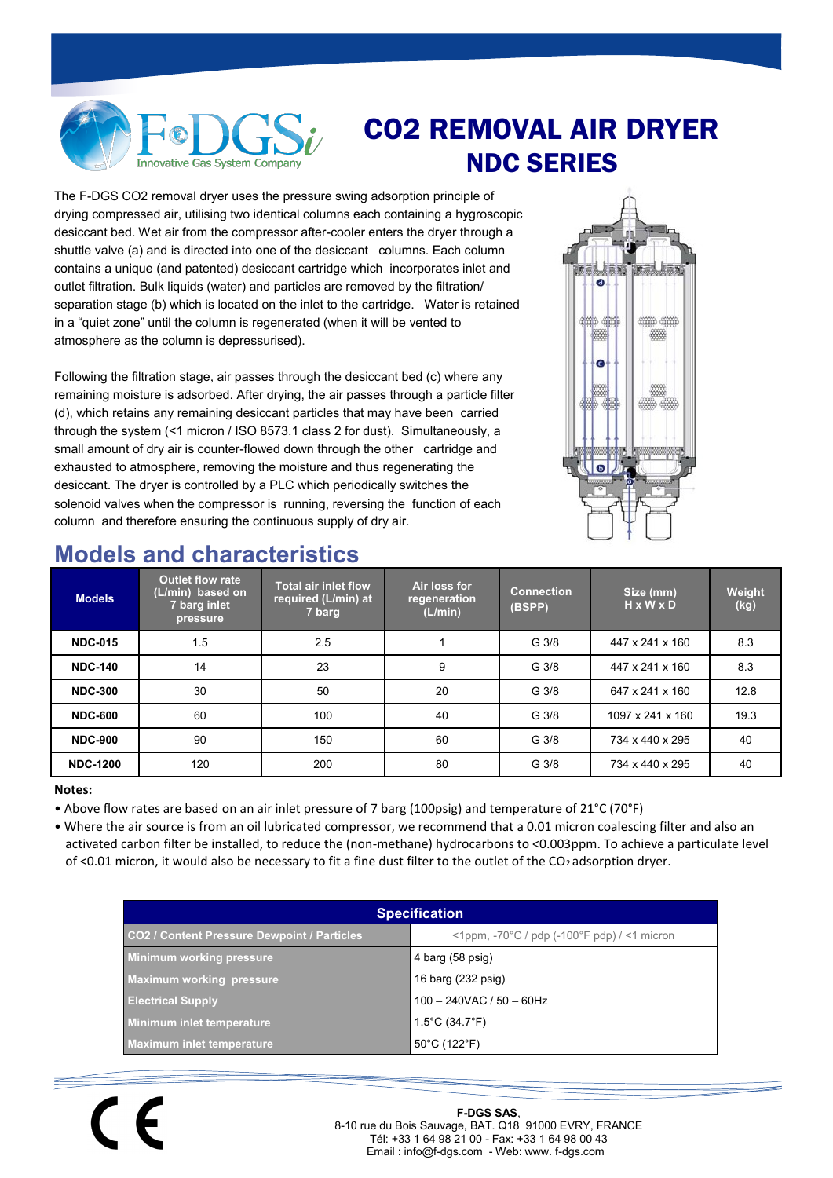# CO2 REMOVAL AIR DRYER
# NDC SERIES

The F-DGS CO2 removal dryer uses the pressure swing adsorption principle of drying compressed air, utilising two identical columns each containing a hygroscopic desiccant bed. Wet air from the compressor after-cooler enters the dryer through a shuttle valve (a) and is directed into one of the desiccant columns. Each column contains a unique (and patented) desiccant cartridge which incorporates inlet and outlet filtration. Bulk liquids (water) and particles are removed by the filtration/ separation stage (b) which is located on the inlet to the cartridge. Water is retained in a "quiet zone" until the column is regenerated (when it will be vented to atmosphere as the column is depressurised).

Following the filtration stage, air passes through the desiccant bed (c) where any remaining moisture is adsorbed. After drying, the air passes through a particle filter (d), which retains any remaining desiccant particles that may have been carried through the system (<1 micron / ISO 8573.1 class 2 for dust). Simultaneously, a small amount of dry air is counter-flowed down through the other cartridge and exhausted to atmosphere, removing the moisture and thus regenerating the desiccant. The dryer is controlled by a PLC which periodically switches the solenoid valves when the compressor is running, reversing the function of each column and therefore ensuring the continuous supply of dry air.

## Models and characteristics

| Models | Outlet flow rate (L/min) based on 7 barg inlet pressure | Total air inlet flow required (L/min) at 7 barg | Air loss for regeneration (L/min) | Connection (BSPP) | Size (mm) H x W x D | Weight (kg) |
|---|---|---|---|---|---|---|
| NDC-015 | 1.5 | 2.5 | 1 | G 3/8 | 447 x 241 x 160 | 8.3 |
| NDC-140 | 14 | 23 | 9 | G 3/8 | 447 x 241 x 160 | 8.3 |
| NDC-300 | 30 | 50 | 20 | G 3/8 | 647 x 241 x 160 | 12.8 |
| NDC-600 | 60 | 100 | 40 | G 3/8 | 1097 x 241 x 160 | 19.3 |
| NDC-900 | 90 | 150 | 60 | G 3/8 | 734 x 440 x 295 | 40 |
| NDC-1200 | 120 | 200 | 80 | G 3/8 | 734 x 440 x 295 | 40 |

**Notes:**

- Above flow rates are based on an air inlet pressure of 7 barg (100psig) and temperature of 21°C (70°F)
- Where the air source is from an oil lubricated compressor, we recommend that a 0.01 micron coalescing filter and also an activated carbon filter be installed, to reduce the (non-methane) hydrocarbons to <0.003ppm. To achieve a particulate level of <0.01 micron, it would also be necessary to fit a fine dust filter to the outlet of the $CO_2$ adsorption dryer.

| Specification | |
|---|---|
| CO2 / Content Pressure Dewpoint / Particles | <1ppm, -70°C / pdp (-100°F pdp) / <1 micron |
| Minimum working pressure | 4 barg (58 psig) |
| Maximum working pressure | 16 barg (232 psig) |
| Electrical Supply | 100 – 240VAC / 50 – 60Hz |
| Minimum inlet temperature | 1.5°C (34.7°F) |
| Maximum inlet temperature | 50°C (122°F) |

**F-DGS SAS**,
8-10 rue du Bois Sauvage, BAT. Q18 91000 EVRY, FRANCE
Tél: +33 1 64 98 21 00 - Fax: +33 1 64 98 00 43
Email : info@f-dgs.com - Web: www. f-dgs.com